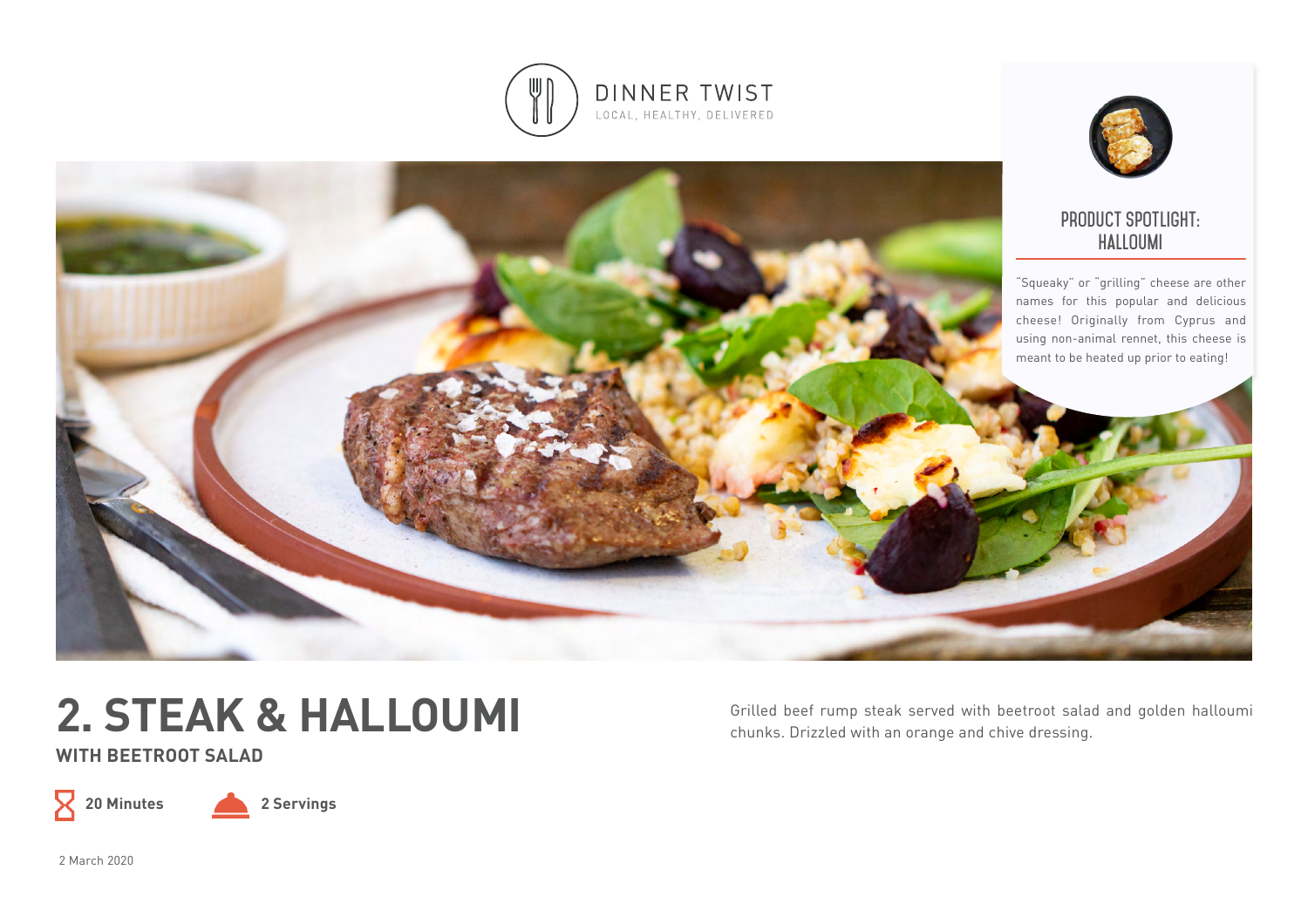DINNER TWIST

LOCAL, HEALTHY, DELIVERED

## PRODUCT SPOTLIGHT: HALLOUMI

"Squeaky" or "grilling" cheese are other names for this popular and delicious cheese! Originally from Cyprus and using non-animal rennet, this cheese is meant to be heated up prior to eating!

# 2. STEAK & HALLOUMI

### WITH BEETROOT SALAD

Grilled beef rump steak served with beetroot salad and golden halloumi chunks. Drizzled with an orange and chive dressing.

**20 Minutes** **2 Servings**

2 March 2020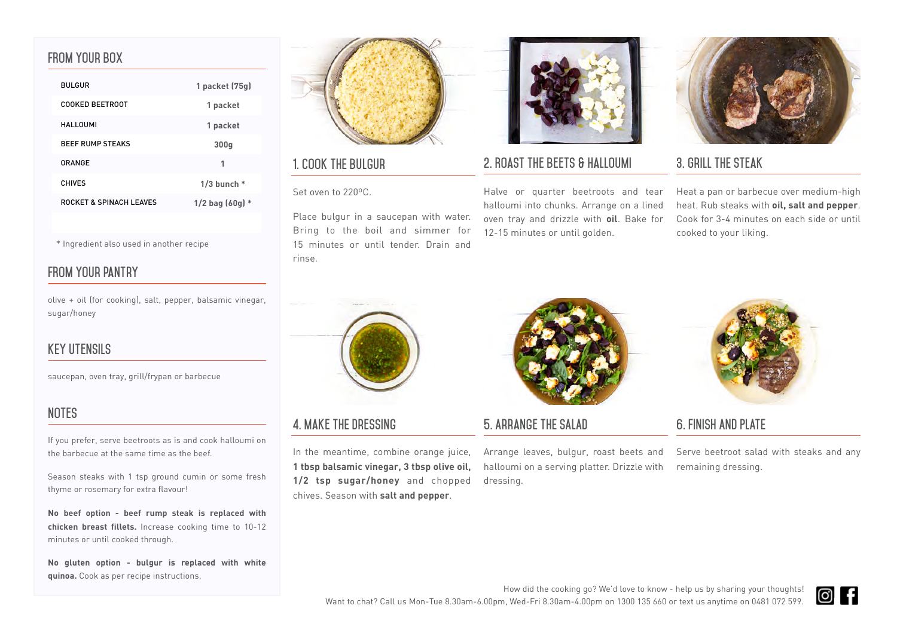## FROM YOUR BOX

| | |
|---|---|
| BULGUR | 1 packet (75g) |
| COOKED BEETROOT | 1 packet |
| HALLOUMI | 1 packet |
| BEEF RUMP STEAKS | 300g |
| ORANGE | 1 |
| CHIVES | 1/3 bunch * |
| ROCKET & SPINACH LEAVES | 1/2 bag (60g) * |

* Ingredient also used in another recipe

## FROM YOUR PANTRY

olive + oil (for cooking), salt, pepper, balsamic vinegar, sugar/honey

## KEY UTENSILS

saucepan, oven tray, grill/frypan or barbecue

## NOTES

If you prefer, serve beetroots as is and cook halloumi on the barbecue at the same time as the beef.

Season steaks with 1 tsp ground cumin or some fresh thyme or rosemary for extra flavour!

**No beef option - beef rump steak is replaced with chicken breast fillets.** Increase cooking time to 10-12 minutes or until cooked through.

**No gluten option - bulgur is replaced with white quinoa.** Cook as per recipe instructions.

## 1. COOK THE BULGUR

Set oven to 220ºC.

Place bulgur in a saucepan with water. Bring to the boil and simmer for 15 minutes or until tender. Drain and rinse.

## 2. ROAST THE BEETS & HALLOUMI

Halve or quarter beetroots and tear halloumi into chunks. Arrange on a lined oven tray and drizzle with **oil**. Bake for 12-15 minutes or until golden.

## 3. GRILL THE STEAK

Heat a pan or barbecue over medium-high heat. Rub steaks with **oil, salt and pepper**. Cook for 3-4 minutes on each side or until cooked to your liking.

## 4. MAKE THE DRESSING

In the meantime, combine orange juice, **1 tbsp balsamic vinegar, 3 tbsp olive oil, 1/2 tsp sugar/honey** and chopped chives. Season with **salt and pepper**.

## 5. ARRANGE THE SALAD

Arrange leaves, bulgur, roast beets and halloumi on a serving platter. Drizzle with dressing.

## 6. FINISH AND PLATE

Serve beetroot salad with steaks and any remaining dressing.

How did the cooking go? We'd love to know - help us by sharing your thoughts!
Want to chat? Call us Mon-Tue 8.30am-6.00pm, Wed-Fri 8.30am-4.00pm on 1300 135 660 or text us anytime on 0481 072 599.